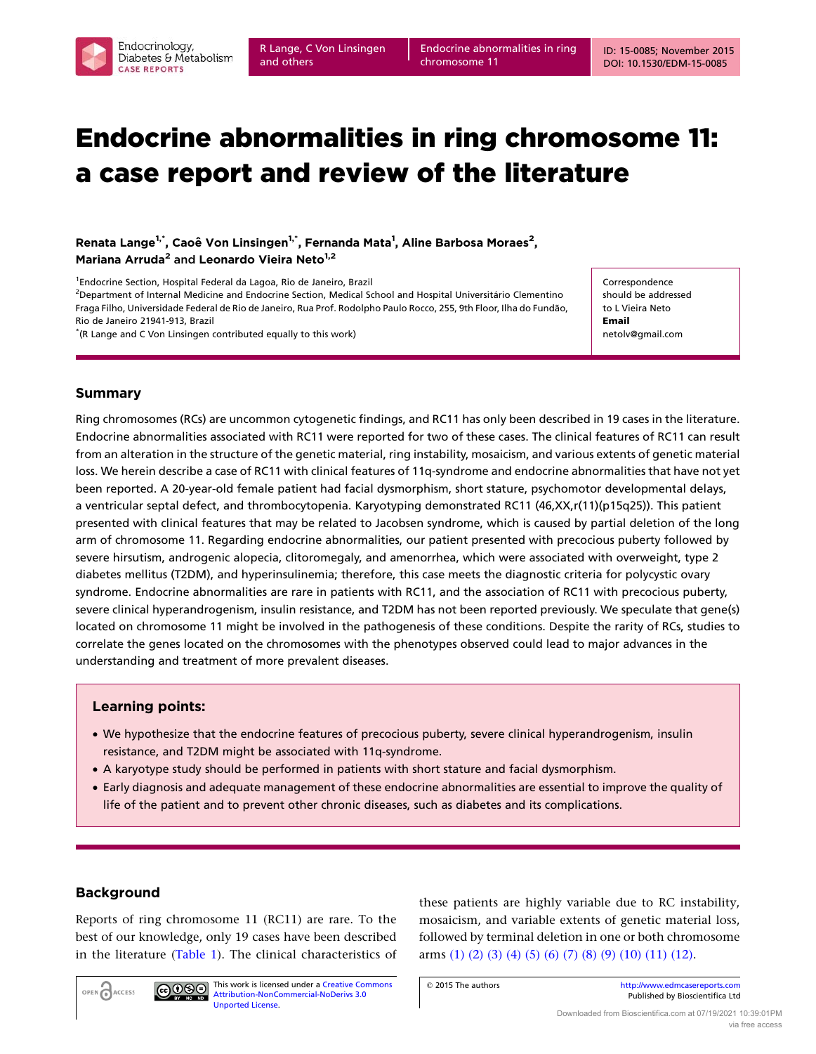# Endocrine abnormalities in ring chromosome 11: a case report and review of the literature

**Renata Lange[1,*], Caoê Von Linsingen[1,*], Fernanda Mata[1], Aline Barbosa Moraes[2], Mariana Arruda[2] and Leonardo Vieira Neto[1,2]**

[1]Endocrine Section, Hospital Federal da Lagoa, Rio de Janeiro, Brazil
[2]Department of Internal Medicine and Endocrine Section, Medical School and Hospital Universitário Clementino Fraga Filho, Universidade Federal de Rio de Janeiro, Rua Prof. Rodolpho Paulo Rocco, 255, 9th Floor, Ilha do Fundão, Rio de Janeiro 21941-913, Brazil
*(R Lange and C Von Linsingen contributed equally to this work)

Correspondence should be addressed to L Vieira Neto
**Email**
netolv@gmail.com

## Summary

Ring chromosomes (RCs) are uncommon cytogenetic findings, and RC11 has only been described in 19 cases in the literature. Endocrine abnormalities associated with RC11 were reported for two of these cases. The clinical features of RC11 can result from an alteration in the structure of the genetic material, ring instability, mosaicism, and various extents of genetic material loss. We herein describe a case of RC11 with clinical features of 11q-syndrome and endocrine abnormalities that have not yet been reported. A 20-year-old female patient had facial dysmorphism, short stature, psychomotor developmental delays, a ventricular septal defect, and thrombocytopenia. Karyotyping demonstrated RC11 (46,XX,r(11)(p15q25)). This patient presented with clinical features that may be related to Jacobsen syndrome, which is caused by partial deletion of the long arm of chromosome 11. Regarding endocrine abnormalities, our patient presented with precocious puberty followed by severe hirsutism, androgenic alopecia, clitoromegaly, and amenorrhea, which were associated with overweight, type 2 diabetes mellitus (T2DM), and hyperinsulinemia; therefore, this case meets the diagnostic criteria for polycystic ovary syndrome. Endocrine abnormalities are rare in patients with RC11, and the association of RC11 with precocious puberty, severe clinical hyperandrogenism, insulin resistance, and T2DM has not been reported previously. We speculate that gene(s) located on chromosome 11 might be involved in the pathogenesis of these conditions. Despite the rarity of RCs, studies to correlate the genes located on the chromosomes with the phenotypes observed could lead to major advances in the understanding and treatment of more prevalent diseases.

### Learning points:

- We hypothesize that the endocrine features of precocious puberty, severe clinical hyperandrogenism, insulin resistance, and T2DM might be associated with 11q-syndrome.
- A karyotype study should be performed in patients with short stature and facial dysmorphism.
- Early diagnosis and adequate management of these endocrine abnormalities are essential to improve the quality of life of the patient and to prevent other chronic diseases, such as diabetes and its complications.

## Background

Reports of ring chromosome 11 (RC11) are rare. To the best of our knowledge, only 19 cases have been described in the literature (Table 1). The clinical characteristics of these patients are highly variable due to RC instability, mosaicism, and variable extents of genetic material loss, followed by terminal deletion in one or both chromosome arms (1) (2) (3) (4) (5) (6) (7) (8) (9) (10) (11) (12).

This work is licensed under a Creative Commons Attribution-NonCommercial-NoDerivs 3.0 Unported License.

© 2015 The authors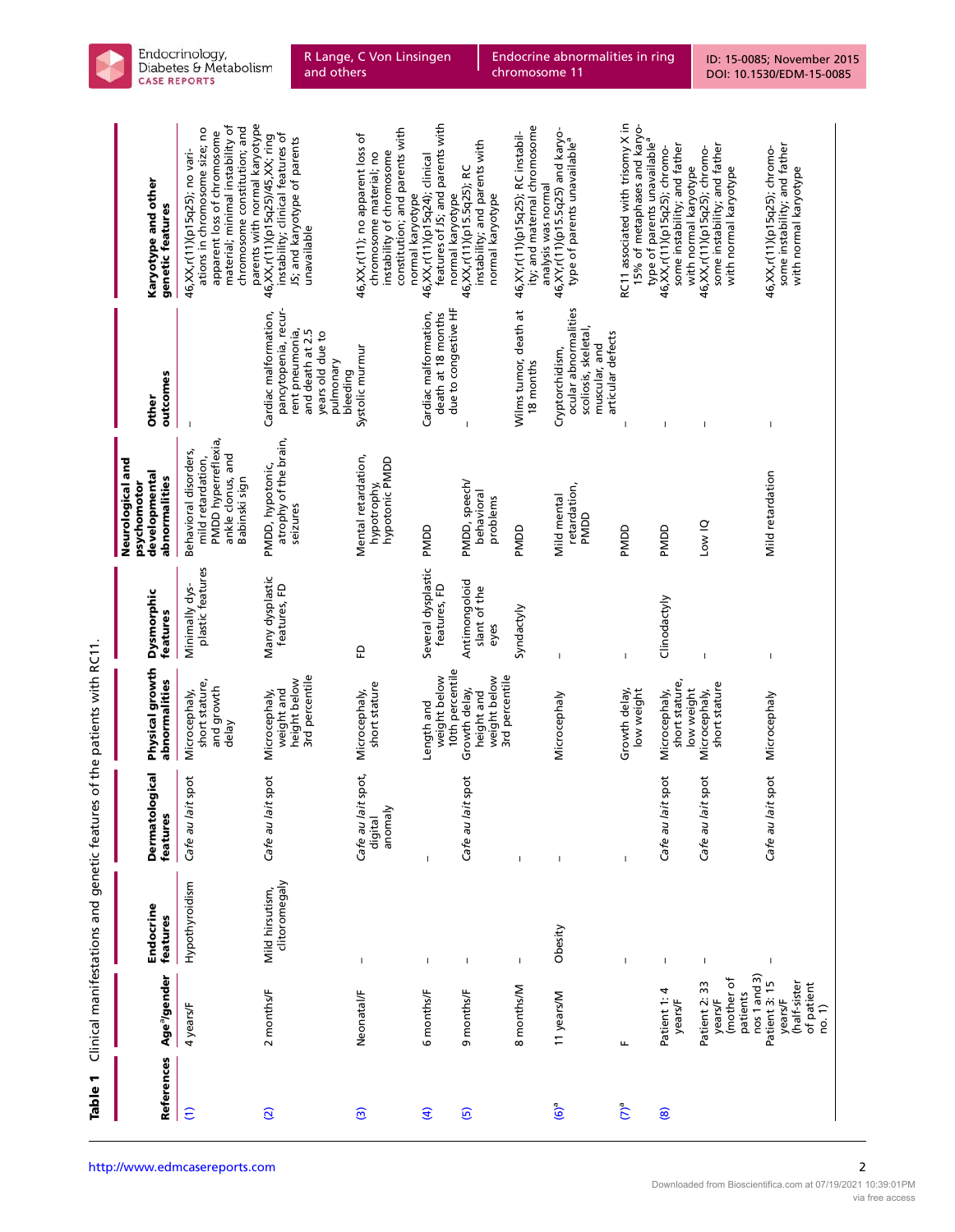**Table 1** Clinical manifestations and genetic features of the patients with RC11.

| References | Age[a]/gender | Endocrine features | Dermatological features | Physical growth abnormalities | Dysmorphic features | Neurological and psychomotor developmental abnormalities | Other outcomes | Karyotype and other genetic features |
|---|---|---|---|---|---|---|---|---|
| (1) | 4 years/F | Hypothyroidism | *Cafe au lait* spot | Microcephaly, short stature, and growth delay | Minimally dysplastic features | Behavioral disorders, mild retardation, PMDD hyperreflexia, ankle clonus, and Babinski sign | – | 46,XX,r(11)(p15q25); no variations in chromosome size; no apparent loss of chromosome material; minimal instability of chromosome constitution; and parents with normal karyotype |
| (2) | 2 months/F | Mild hirsutism, clitoromegaly | *Cafe au lait* spot | Microcephaly, weight and height below 3rd percentile | Many dysplastic features, FD | PMDD, hypotonic, atrophy of the brain, seizures | Cardiac malformation, pancytopenia, recurrent pneumonia, and death at 2.5 years old due to pulmonary bleeding | 46,XX,r(11)(p15q25)/45,XX; ring instability; clinical features of JS; and karyotype of parents unavailable |
| (3) | Neonatal/F | – | *Cafe au lait* spot, digital anomaly | Microcephaly, short stature | FD | Mental retardation, hypotrophy, hypotonic PMDD | Systolic murmur | 46,XX,r(11); no apparent loss of chromosome material; no instability of chromosome constitution; and parents with normal karyotype |
| (4) | 6 months/F | – | – | Length and weight below 10th percentile | Several dysplastic features, FD | PMDD | Cardiac malformation, death at 18 months due to congestive HF | 46,XX,r(11)(p15q24); clinical features of JS; and parents with normal karyotype |
| (5) | 9 months/F | – | *Cafe au lait* spot | Growth delay, height and weight below 3rd percentile | Antimongoloid slant of the eyes | PMDD, speech/behavioral problems | – | 46,XX,r(11)(p15.5q25); RC instability; and parents with normal karyotype |
| | 8 months/M | – | – | | Syndactyly | PMDD | Wilms tumor, death at 18 months | 46,XY,r(11)(p15q25); RC instability; and maternal chromosome analysis was normal |
| (6)[a] | 11 years/M | Obesity | – | Microcephaly | – | Mild mental retardation, PMDD | Cryptorchidism, ocular abnormalities scoliosis, skeletal, muscular, and articular defects | 46,XY,r(11)(p15.5q25) and karyotype of parents unavailable[a] |
| (7)[a] | F | – | – | Growth delay, low weight | – | PMDD | – | RC11 associated with trisomy X in 15% of metaphases and karyotype of parents unavailable[a] |
| (8) | Patient 1: 4 years/F | – | *Cafe au lait* spot | Microcephaly, short stature, low weight | Clinodactyly | PMDD | – | 46,XX,r(11)(p15q25); chromosome instability; and father with normal karyotype |
| | Patient 2: 33 years/F (mother of patients nos 1 and 3) | – | *Cafe au lait* spot | Microcephaly, short stature | – | Low IQ | – | 46,XX,r(11)(p15q25); chromosome instability; and father with normal karyotype |
| | Patient 3: 15 years/F (half-sister of patient no. 1) | – | *Cafe au lait* spot | Microcephaly | – | Mild retardation | – | 46,XX,r(11)(p15q25); chromosome instability; and father with normal karyotype |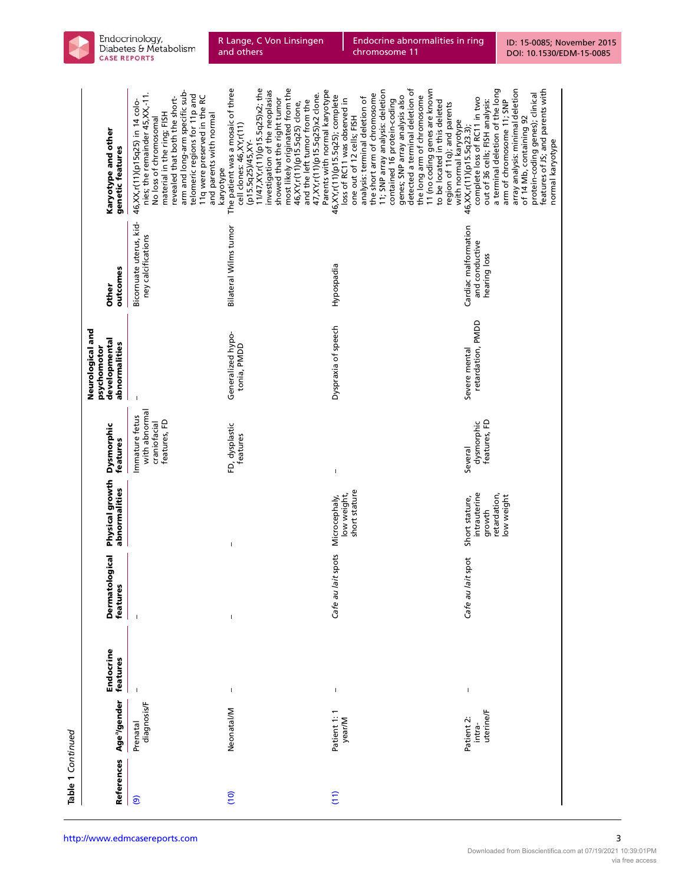Table 1 *Continued*

| References | Age[a]/gender | Endocrine features | Dermatological features | Physical growth abnormalities | Dysmorphic features | Neurological and psychomotor developmental abnormalities | Other outcomes | Karyotype and other genetic features |
|---|---|---|---|---|---|---|---|---|
| (9) | Prenatal diagnosis/F | – | – | | Immature fetus with abnormal craniofacial features, FD | – | Bicornuate uterus, kidney calcifications | 46,XX,r(11)(p15q25) in 14 colonies; the remainder 45,XX,-11. No loss of chromosomal material in the ring; FISH revealed that both the short-arm and long-arm specific subtelomeric regions for 11p and 11q were preserved in the RC and parents with normal karyotype |
| (10) | Neonatal/M | – | – | – | FD, dysplastic features | Generalized hypotonia, PMDD | Bilateral Wilms tumor | The patient was a mosaic of three cell clones: 46,XY,r(11)(p15.5q25)/45,XY-11/47,XY,r(11)(p15.5q25)x2; the investigation of the neoplasias showed that the right tumor most likely originated from the 46,XY,r(11)(p15.5q25) clone, and the left tumor from the 47,XY,r(11)(p15.5q25)x2 clone. Parents with normal karyotype |
| (11) | Patient 1: 1 year/M | – | *Cafe au lait* spots | Microcephaly, low weight, short stature | – | Dyspraxia of speech | Hypospadia | 46,XY,r(11)(p15.5q25): complete loss of RC11 was observed in one out of 12 cells; FISH analysis: terminal deletion of the short arm of chromosome 11; SNP array analysis: deletion contained 16 protein-coding genes; SNP array analysis also detected a terminal deletion of the long arm of chromosome 11 (no coding genes are known to be located in this deleted region of 11q); and parents with normal karyotype |
| | Patient 2: intra-uterine/F | – | *Cafe au lait* spot | Short stature, intrauterine growth retardation, low weight | Several dysmorphic features, FD | Severe mental retardation, PMDD | Cardiac malformation and conductive hearing loss | 46,XX,r(11)(p15.5q23.3); complete loss of RC11 in two out of 36 cells; FISH analysis: a terminal deletion of the long arm of chromosome 11; SNP array analysis: minimal deletion of 14 Mb, containing 92 protein-coding genes); clinical features of JS; and parents with normal karyotype |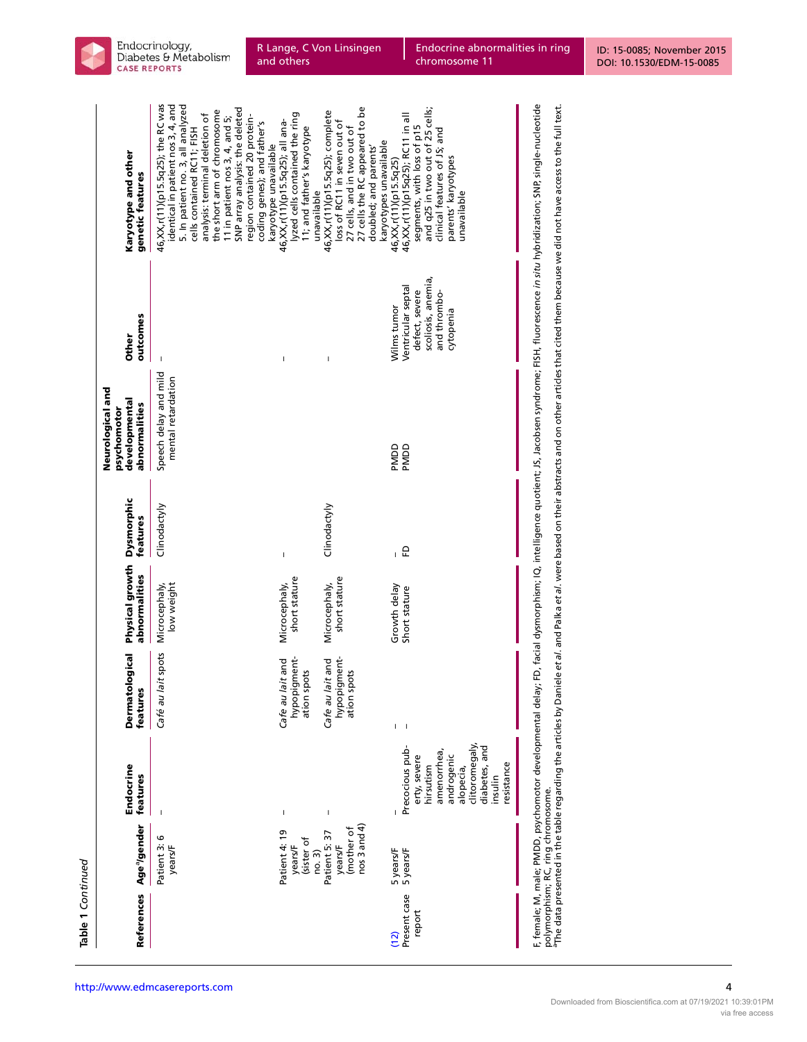**Table 1** *Continued*

| References | Age[a]/gender | Endocrine features | Dermatological features | Physical growth abnormalities | Dysmorphic features | Neurological and psychomotor developmental abnormalities | Other outcomes | Karyotype and other genetic features |
|---|---|---|---|---|---|---|---|---|
| | Patient 3: 6 years/F | – | *Café au lait* spots | Microcephaly, low weight | Clinodactyly | Speech delay and mild mental retardation | – | 46,XX,r(11)(p15.5q25); the RC was identical in patient nos 3, 4, and 5. In patient no. 3, all analyzed cells contained RC11; FISH analysis: terminal deletion of the short arm of chromosome 11 in patient nos 3, 4, and 5; SNP array analysis: the deleted region contained 20 protein-coding genes); and father's karyotype unavailable |
| | Patient 4: 19 years/F (sister of no. 3) | – | *Cafe au lait* and hypopigmentation spots | Microcephaly, short stature | – | | – | 46,XX,r(11)(p15.5q25); all analyzed cells contained the ring 11; and father's karyotype unavailable |
| | Patient 5: 37 years/F (mother of nos 3 and 4) | – | *Cafe au lait* and hypopigmentation spots | Microcephaly, short stature | Clinodactyly | | – | 46,XX,r(11)(p15.5q25); complete loss of RC11 in seven out of 27 cells, and in two out of 27 cells the RC appeared to be doubled; and parents' karyotypes unavailable |
| (12) | 5 years/F | – | – | Growth delay | – | PMDD | Wilms tumor | 46,XX,r(11)(p15.5q25) |
| Present case report | 5 years/F | Precocious puberty, severe hirsutism amenorrhea, androgenic alopecia, clitoromegaly, diabetes, and insulin resistance | – | Short stature | FD | PMDD | Ventricular septal defect, severe scoliosis, anemia, and thrombocytopenia | 46,XX,r(11)(p15q25); RC11 in all segments, with loss of p15 and q25 in two out of 25 cells; clinical features of JS; and parents' karyotypes unavailable |

F, female; M, male; PMDD, psychomotor developmental delay; FD, facial dysmorphism; IQ, intelligence quotient; JS, Jacobsen syndrome; FISH, fluorescence *in situ* hybridization; SNP, single-nucleotide polymorphism; RC, ring chromosome.
[a]The data presented in the table regarding the articles by Daniele *et al.* and Palka *et al.* were based on their abstracts and on other articles that cited them because we did not have access to the full text.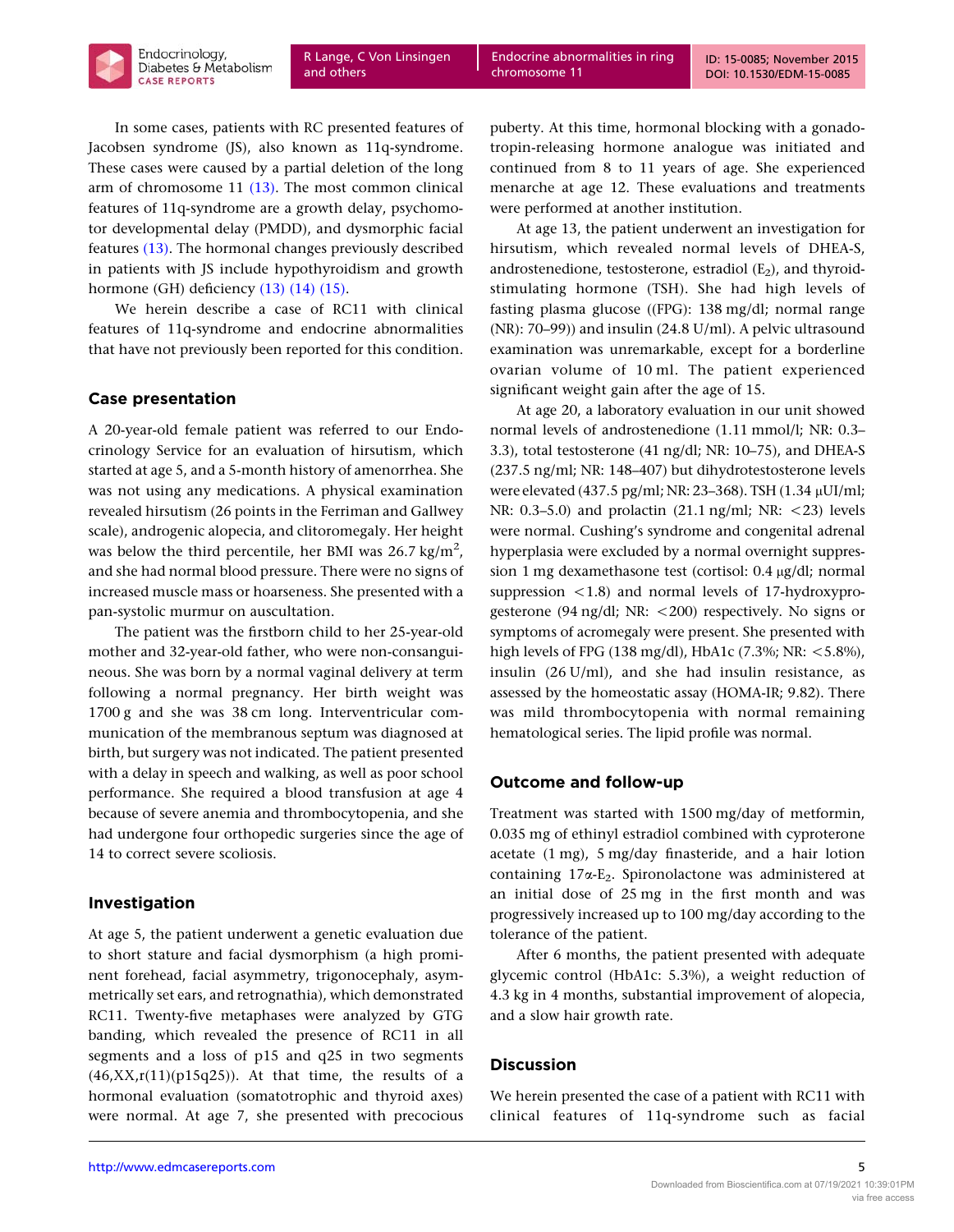In some cases, patients with RC presented features of Jacobsen syndrome (JS), also known as 11q-syndrome. These cases were caused by a partial deletion of the long arm of chromosome 11 (13). The most common clinical features of 11q-syndrome are a growth delay, psychomotor developmental delay (PMDD), and dysmorphic facial features (13). The hormonal changes previously described in patients with JS include hypothyroidism and growth hormone (GH) deficiency (13) (14) (15).

We herein describe a case of RC11 with clinical features of 11q-syndrome and endocrine abnormalities that have not previously been reported for this condition.

## Case presentation

A 20-year-old female patient was referred to our Endocrinology Service for an evaluation of hirsutism, which started at age 5, and a 5-month history of amenorrhea. She was not using any medications. A physical examination revealed hirsutism (26 points in the Ferriman and Gallwey scale), androgenic alopecia, and clitoromegaly. Her height was below the third percentile, her BMI was 26.7 kg/m$^2$, and she had normal blood pressure. There were no signs of increased muscle mass or hoarseness. She presented with a pan-systolic murmur on auscultation.

The patient was the firstborn child to her 25-year-old mother and 32-year-old father, who were non-consanguineous. She was born by a normal vaginal delivery at term following a normal pregnancy. Her birth weight was 1700 g and she was 38 cm long. Interventricular communication of the membranous septum was diagnosed at birth, but surgery was not indicated. The patient presented with a delay in speech and walking, as well as poor school performance. She required a blood transfusion at age 4 because of severe anemia and thrombocytopenia, and she had undergone four orthopedic surgeries since the age of 14 to correct severe scoliosis.

## Investigation

At age 5, the patient underwent a genetic evaluation due to short stature and facial dysmorphism (a high prominent forehead, facial asymmetry, trigonocephaly, asymmetrically set ears, and retrognathia), which demonstrated RC11. Twenty-five metaphases were analyzed by GTG banding, which revealed the presence of RC11 in all segments and a loss of p15 and q25 in two segments (46,XX,r(11)(p15q25)). At that time, the results of a hormonal evaluation (somatotrophic and thyroid axes) were normal. At age 7, she presented with precocious puberty. At this time, hormonal blocking with a gonadotropin-releasing hormone analogue was initiated and continued from 8 to 11 years of age. She experienced menarche at age 12. These evaluations and treatments were performed at another institution.

At age 13, the patient underwent an investigation for hirsutism, which revealed normal levels of DHEA-S, androstenedione, testosterone, estradiol ($E_2$), and thyroid-stimulating hormone (TSH). She had high levels of fasting plasma glucose ((FPG): 138 mg/dl; normal range (NR): 70–99)) and insulin (24.8 U/ml). A pelvic ultrasound examination was unremarkable, except for a borderline ovarian volume of 10 ml. The patient experienced significant weight gain after the age of 15.

At age 20, a laboratory evaluation in our unit showed normal levels of androstenedione (1.11 mmol/l; NR: 0.3–3.3), total testosterone (41 ng/dl; NR: 10–75), and DHEA-S (237.5 ng/ml; NR: 148–407) but dihydrotestosterone levels were elevated (437.5 pg/ml; NR: 23–368). TSH (1.34 μUI/ml; NR: 0.3–5.0) and prolactin (21.1 ng/ml; NR: <23) levels were normal. Cushing's syndrome and congenital adrenal hyperplasia were excluded by a normal overnight suppression 1 mg dexamethasone test (cortisol: 0.4 μg/dl; normal suppression <1.8) and normal levels of 17-hydroxyprogesterone (94 ng/dl; NR: <200) respectively. No signs or symptoms of acromegaly were present. She presented with high levels of FPG (138 mg/dl), HbA1c (7.3%; NR: <5.8%), insulin (26 U/ml), and she had insulin resistance, as assessed by the homeostatic assay (HOMA-IR; 9.82). There was mild thrombocytopenia with normal remaining hematological series. The lipid profile was normal.

## Outcome and follow-up

Treatment was started with 1500 mg/day of metformin, 0.035 mg of ethinyl estradiol combined with cyproterone acetate (1 mg), 5 mg/day finasteride, and a hair lotion containing 17α-$E_2$. Spironolactone was administered at an initial dose of 25 mg in the first month and was progressively increased up to 100 mg/day according to the tolerance of the patient.

After 6 months, the patient presented with adequate glycemic control (HbA1c: 5.3%), a weight reduction of 4.3 kg in 4 months, substantial improvement of alopecia, and a slow hair growth rate.

## Discussion

We herein presented the case of a patient with RC11 with clinical features of 11q-syndrome such as facial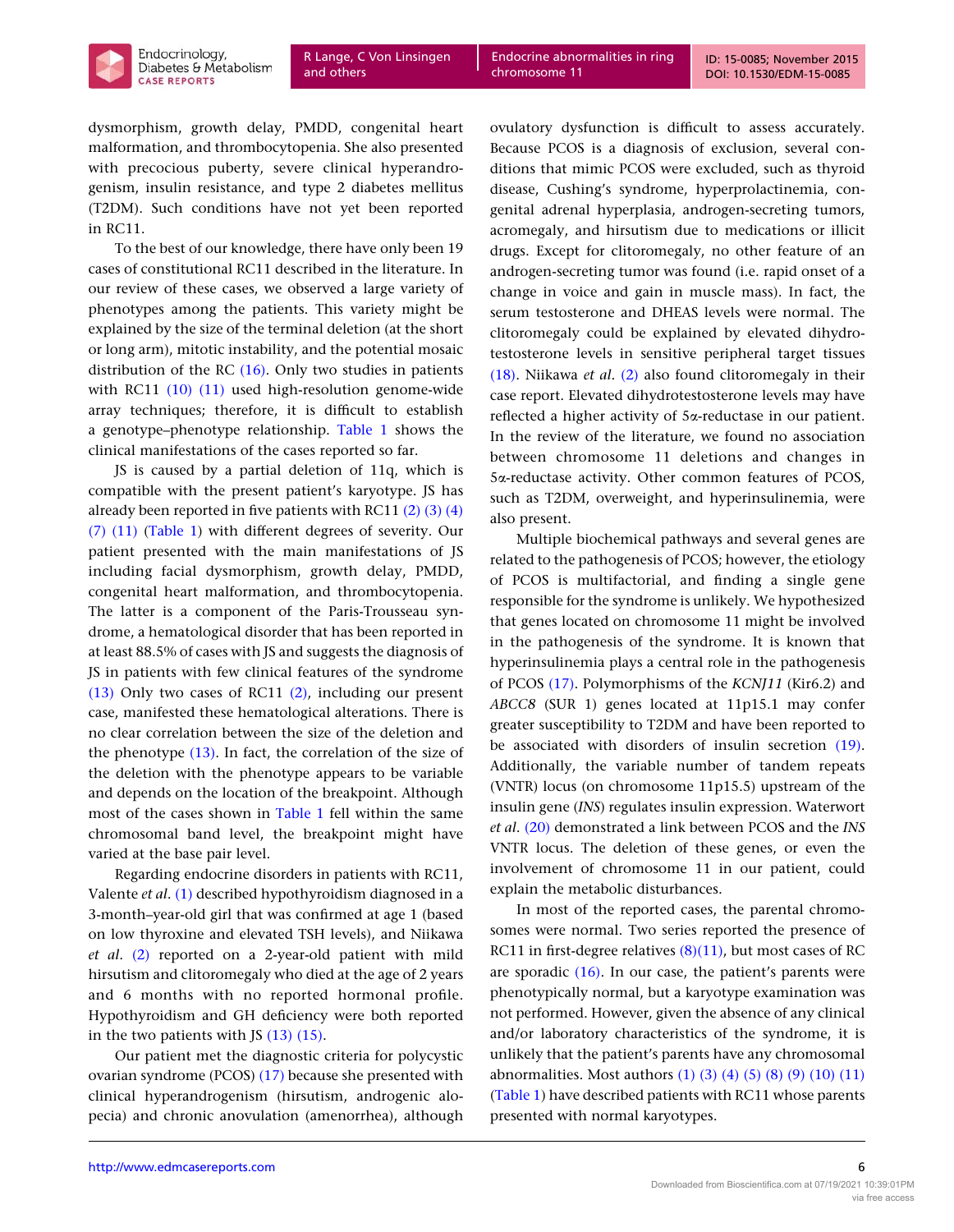dysmorphism, growth delay, PMDD, congenital heart malformation, and thrombocytopenia. She also presented with precocious puberty, severe clinical hyperandrogenism, insulin resistance, and type 2 diabetes mellitus (T2DM). Such conditions have not yet been reported in RC11.

To the best of our knowledge, there have only been 19 cases of constitutional RC11 described in the literature. In our review of these cases, we observed a large variety of phenotypes among the patients. This variety might be explained by the size of the terminal deletion (at the short or long arm), mitotic instability, and the potential mosaic distribution of the RC (16). Only two studies in patients with RC11 (10) (11) used high-resolution genome-wide array techniques; therefore, it is difficult to establish a genotype–phenotype relationship. Table 1 shows the clinical manifestations of the cases reported so far.

JS is caused by a partial deletion of 11q, which is compatible with the present patient's karyotype. JS has already been reported in five patients with RC11 (2) (3) (4) (7) (11) (Table 1) with different degrees of severity. Our patient presented with the main manifestations of JS including facial dysmorphism, growth delay, PMDD, congenital heart malformation, and thrombocytopenia. The latter is a component of the Paris-Trousseau syndrome, a hematological disorder that has been reported in at least 88.5% of cases with JS and suggests the diagnosis of JS in patients with few clinical features of the syndrome (13) Only two cases of RC11 (2), including our present case, manifested these hematological alterations. There is no clear correlation between the size of the deletion and the phenotype (13). In fact, the correlation of the size of the deletion with the phenotype appears to be variable and depends on the location of the breakpoint. Although most of the cases shown in Table 1 fell within the same chromosomal band level, the breakpoint might have varied at the base pair level.

Regarding endocrine disorders in patients with RC11, Valente *et al.* (1) described hypothyroidism diagnosed in a 3-month–year-old girl that was confirmed at age 1 (based on low thyroxine and elevated TSH levels), and Niikawa *et al.* (2) reported on a 2-year-old patient with mild hirsutism and clitoromegaly who died at the age of 2 years and 6 months with no reported hormonal profile. Hypothyroidism and GH deficiency were both reported in the two patients with JS (13) (15).

Our patient met the diagnostic criteria for polycystic ovarian syndrome (PCOS) (17) because she presented with clinical hyperandrogenism (hirsutism, androgenic alopecia) and chronic anovulation (amenorrhea), although ovulatory dysfunction is difficult to assess accurately. Because PCOS is a diagnosis of exclusion, several conditions that mimic PCOS were excluded, such as thyroid disease, Cushing's syndrome, hyperprolactinemia, congenital adrenal hyperplasia, androgen-secreting tumors, acromegaly, and hirsutism due to medications or illicit drugs. Except for clitoromegaly, no other feature of an androgen-secreting tumor was found (i.e. rapid onset of a change in voice and gain in muscle mass). In fact, the serum testosterone and DHEAS levels were normal. The clitoromegaly could be explained by elevated dihydrotestosterone levels in sensitive peripheral target tissues (18). Niikawa *et al.* (2) also found clitoromegaly in their case report. Elevated dihydrotestosterone levels may have reflected a higher activity of 5α-reductase in our patient. In the review of the literature, we found no association between chromosome 11 deletions and changes in 5α-reductase activity. Other common features of PCOS, such as T2DM, overweight, and hyperinsulinemia, were also present.

Multiple biochemical pathways and several genes are related to the pathogenesis of PCOS; however, the etiology of PCOS is multifactorial, and finding a single gene responsible for the syndrome is unlikely. We hypothesized that genes located on chromosome 11 might be involved in the pathogenesis of the syndrome. It is known that hyperinsulinemia plays a central role in the pathogenesis of PCOS (17). Polymorphisms of the *KCNJ11* (Kir6.2) and *ABCC8* (SUR 1) genes located at 11p15.1 may confer greater susceptibility to T2DM and have been reported to be associated with disorders of insulin secretion (19). Additionally, the variable number of tandem repeats (VNTR) locus (on chromosome 11p15.5) upstream of the insulin gene (*INS*) regulates insulin expression. Waterwort *et al.* (20) demonstrated a link between PCOS and the *INS* VNTR locus. The deletion of these genes, or even the involvement of chromosome 11 in our patient, could explain the metabolic disturbances.

In most of the reported cases, the parental chromosomes were normal. Two series reported the presence of RC11 in first-degree relatives (8)(11), but most cases of RC are sporadic (16). In our case, the patient's parents were phenotypically normal, but a karyotype examination was not performed. However, given the absence of any clinical and/or laboratory characteristics of the syndrome, it is unlikely that the patient's parents have any chromosomal abnormalities. Most authors (1) (3) (4) (5) (8) (9) (10) (11) (Table 1) have described patients with RC11 whose parents presented with normal karyotypes.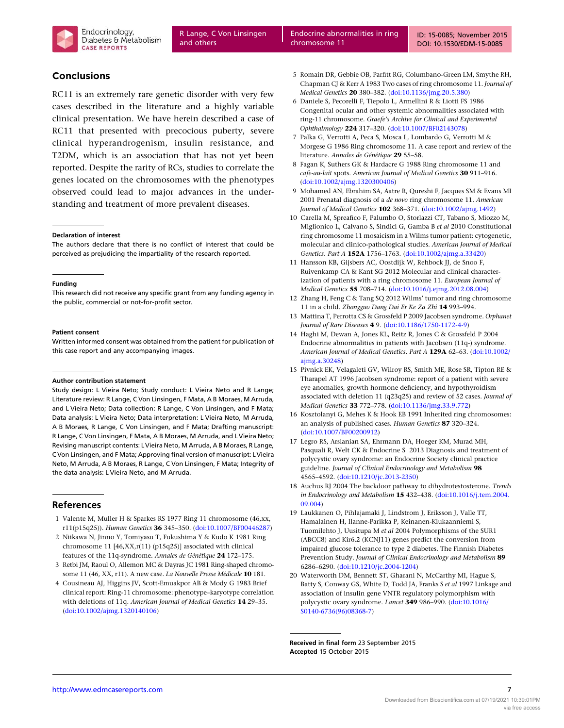## Conclusions

RC11 is an extremely rare genetic disorder with very few cases described in the literature and a highly variable clinical presentation. We have herein described a case of RC11 that presented with precocious puberty, severe clinical hyperandrogenism, insulin resistance, and T2DM, which is an association that has not yet been reported. Despite the rarity of RCs, studies to correlate the genes located on the chromosomes with the phenotypes observed could lead to major advances in the understanding and treatment of more prevalent diseases.

### Declaration of interest

The authors declare that there is no conflict of interest that could be perceived as prejudicing the impartiality of the research reported.

### Funding

This research did not receive any specific grant from any funding agency in the public, commercial or not-for-profit sector.

### Patient consent

Written informed consent was obtained from the patient for publication of this case report and any accompanying images.

### Author contribution statement

Study design: L Vieira Neto; Study conduct: L Vieira Neto and R Lange; Literature review: R Lange, C Von Linsingen, F Mata, A B Moraes, M Arruda, and L Vieira Neto; Data collection: R Lange, C Von Linsingen, and F Mata; Data analysis: L Vieira Neto; Data interpretation: L Vieira Neto, M Arruda, A B Moraes, R Lange, C Von Linsingen, and F Mata; Drafting manuscript: R Lange, C Von Linsingen, F Mata, A B Moraes, M Arruda, and L Vieira Neto; Revising manuscript contents: L Vieira Neto, M Arruda, A B Moraes, R Lange, C Von Linsingen, and F Mata; Approving final version of manuscript: L Vieira Neto, M Arruda, A B Moraes, R Lange, C Von Linsingen, F Mata; Integrity of the data analysis: L Vieira Neto, and M Arruda.

## References

1. Valente M, Muller H & Sparkes RS 1977 Ring 11 chromosome (46,xx, r11(p15q25)). *Human Genetics* **36** 345–350. (doi:10.1007/BF00446287)
2. Niikawa N, Jinno Y, Tomiyasu T, Fukushima Y & Kudo K 1981 Ring chromosome 11 [46,XX,r(11) (p15q25)] associated with clinical features of the 11q-syndrome. *Annales de Génétique* **24** 172–175.
3. Retbi JM, Raoul O, Allemon MC & Dayras JC 1981 Ring-shaped chromosome 11 (46, XX, r11). A new case. *La Nouvelle Presse Médicale* **10** 181.
4. Cousineau AJ, Higgins JV, Scott-Emuakpor AB & Mody G 1983 Brief clinical report: Ring-11 chromosome: phenotype–karyotype correlation with deletions of 11q. *American Journal of Medical Genetics* **14** 29–35. (doi:10.1002/ajmg.1320140106)
5. Romain DR, Gebbie OB, Parfitt RG, Columbano-Green LM, Smythe RH, Chapman CJ & Kerr A 1983 Two cases of ring chromosome 11. *Journal of Medical Genetics* **20** 380–382. (doi:10.1136/jmg.20.5.380)
6. Daniele S, Pecorelli F, Tiepolo L, Armellini R & Liotti FS 1986 Congenital ocular and other systemic abnormalities associated with ring-11 chromosome. *Graefe's Archive for Clinical and Experimental Ophthalmology* **224** 317–320. (doi:10.1007/BF02143078)
7. Palka G, Verrotti A, Peca S, Mosca L, Lombardo G, Verrotti M & Morgese G 1986 Ring chromosome 11. A case report and review of the literature. *Annales de Génétique* **29** 55–58.
8. Fagan K, Suthers GK & Hardacre G 1988 Ring chromosome 11 and *cafe-au-lait* spots. *American Journal of Medical Genetics* **30** 911–916. (doi:10.1002/ajmg.1320300406)
9. Mohamed AN, Ebrahim SA, Aatre R, Qureshi F, Jacques SM & Evans MI 2001 Prenatal diagnosis of a *de novo* ring chromosome 11. *American Journal of Medical Genetics* **102** 368–371. (doi:10.1002/ajmg.1492)
10. Carella M, Spreafico F, Palumbo O, Storlazzi CT, Tabano S, Miozzo M, Miglionico L, Calvano S, Sindici G, Gamba B *et al* 2010 Constitutional ring chromosome 11 mosaicism in a Wilms tumor patient: cytogenetic, molecular and clinico-pathological studies. *American Journal of Medical Genetics. Part A* **152A** 1756–1763. (doi:10.1002/ajmg.a.33420)
11. Hansson KB, Gijsbers AC, Oostdijk W, Rehbock JJ, de Snoo F, Ruivenkamp CA & Kant SG 2012 Molecular and clinical characterization of patients with a ring chromosome 11. *European Journal of Medical Genetics* **55** 708–714. (doi:10.1016/j.ejmg.2012.08.004)
12. Zhang H, Feng C & Tang SQ 2012 Wilms' tumor and ring chromosome 11 in a child. *Zhongguo Dang Dai Er Ke Za Zhi* **14** 993–994.
13. Mattina T, Perrotta CS & Grossfeld P 2009 Jacobsen syndrome. *Orphanet Journal of Rare Diseases* **4** 9. (doi:10.1186/1750-1172-4-9)
14. Haghi M, Dewan A, Jones KL, Reitz R, Jones C & Grossfeld P 2004 Endocrine abnormalities in patients with Jacobsen (11q-) syndrome. *American Journal of Medical Genetics. Part A* **129A** 62–63. (doi:10.1002/ajmg.a.30248)
15. Pivnick EK, Velagaleti GV, Wilroy RS, Smith ME, Rose SR, Tipton RE & Tharapel AT 1996 Jacobsen syndrome: report of a patient with severe eye anomalies, growth hormone deficiency, and hypothyroidism associated with deletion 11 (q23q25) and review of 52 cases. *Journal of Medical Genetics* **33** 772–778. (doi:10.1136/jmg.33.9.772)
16. Kosztolanyi G, Mehes K & Hook EB 1991 Inherited ring chromosomes: an analysis of published cases. *Human Genetics* **87** 320–324. (doi:10.1007/BF00200912)
17. Legro RS, Arslanian SA, Ehrmann DA, Hoeger KM, Murad MH, Pasquali R, Welt CK & Endocrine S 2013 Diagnosis and treatment of polycystic ovary syndrome: an Endocrine Society clinical practice guideline. *Journal of Clinical Endocrinology and Metabolism* **98** 4565–4592. (doi:10.1210/jc.2013-2350)
18. Auchus RJ 2004 The backdoor pathway to dihydrotestosterone. *Trends in Endocrinology and Metabolism* **15** 432–438. (doi:10.1016/j.tem.2004.09.004)
19. Laukkanen O, Pihlajamaki J, Lindstrom J, Eriksson J, Valle TT, Hamalainen H, Ilanne-Parikka P, Keinanen-Kiukaanniemi S, Tuomilehto J, Uusitupa M *et al* 2004 Polymorphisms of the SUR1 (ABCC8) and Kir6.2 (KCNJ11) genes predict the conversion from impaired glucose tolerance to type 2 diabetes. The Finnish Diabetes Prevention Study. *Journal of Clinical Endocrinology and Metabolism* **89** 6286–6290. (doi:10.1210/jc.2004-1204)
20. Waterworth DM, Bennett ST, Gharani N, McCarthy MI, Hague S, Batty S, Conway GS, White D, Todd JA, Franks S *et al* 1997 Linkage and association of insulin gene VNTR regulatory polymorphism with polycystic ovary syndrome. *Lancet* **349** 986–990. (doi:10.1016/S0140-6736(96)08368-7)

**Received in final form** 23 September 2015
**Accepted** 15 October 2015